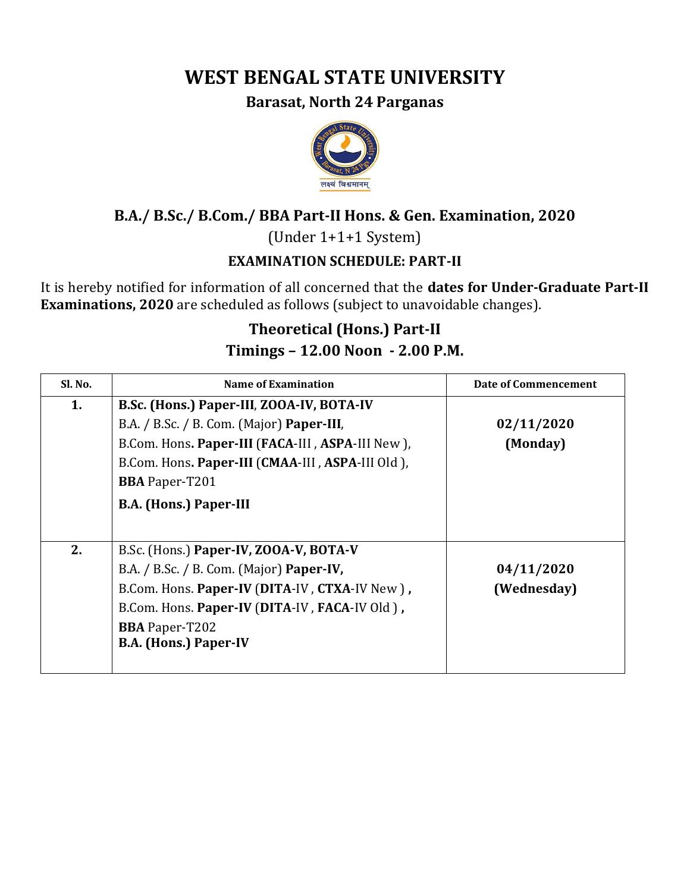# WEST BENGAL STATE UNIVERSITY

## Barasat, North 24 Parganas

लक्ष्यं विश्वमानम्

## B.A./ B.Sc./ B.Com./ BBA Part-II Hons. & Gen. Examination, 2020

(Under 1+1+1 System)

### EXAMINATION SCHEDULE: PART-II

It is hereby notified for information of all concerned that the **dates for Under-Graduate Part-II Examinations, 2020** are scheduled as follows (subject to unavoidable changes).

### Theoretical (Hons.) Part-II

### Timings – 12.00 Noon - 2.00 P.M.

| Sl. No. | Name of Examination | Date of Commencement |
|---|---|---|
| **1.** | **B.Sc. (Hons.) Paper-III**, **ZOOA-IV, BOTA-IV**<br>B.A. / B.Sc. / B. Com. (Major) **Paper-III**,<br>B.Com. Hons**. Paper-III** (**FACA**-III , **ASPA**-III New ),<br>B.Com. Hons**. Paper-III** (**CMAA**-III , **ASPA**-III Old ),<br>**BBA** Paper-T201<br>**B.A. (Hons.) Paper-III** | **02/11/2020 (Monday)** |
| **2.** | B.Sc. (Hons.) **Paper-IV, ZOOA-V, BOTA-V**<br>B.A. / B.Sc. / B. Com. (Major) **Paper-IV,**<br>B.Com. Hons. **Paper-IV** (**DITA**-IV , **CTXA**-IV New ) **,**<br>B.Com. Hons. **Paper-IV** (**DITA**-IV , **FACA**-IV Old ) **,**<br>**BBA** Paper-T202<br>**B.A. (Hons.) Paper-IV** | **04/11/2020 (Wednesday)** |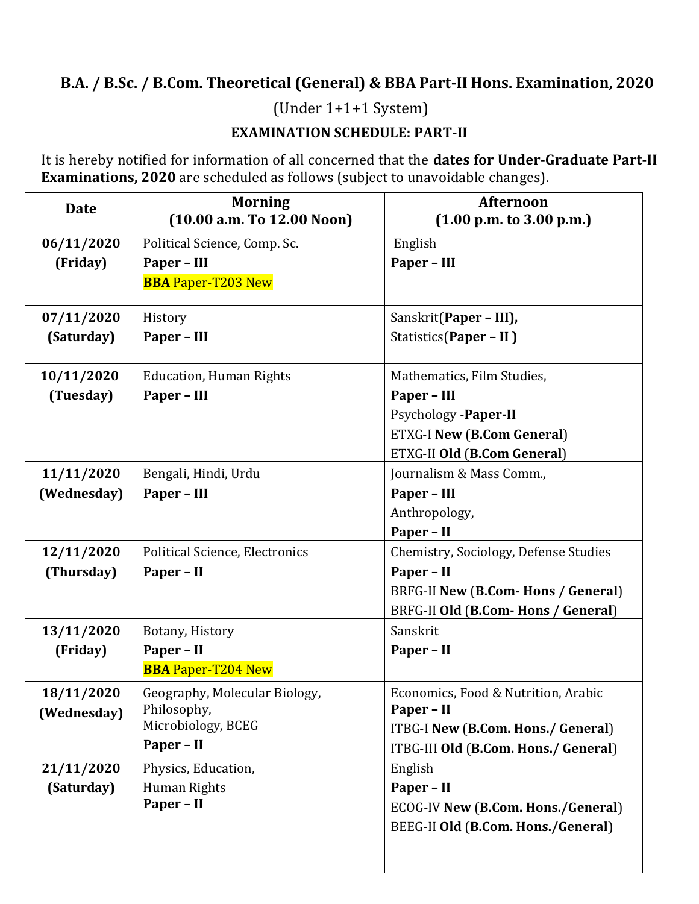## B.A. / B.Sc. / B.Com. Theoretical (General) & BBA Part-II Hons. Examination, 2020

(Under 1+1+1 System)

### EXAMINATION SCHEDULE: PART-II

It is hereby notified for information of all concerned that the **dates for Under-Graduate Part-II Examinations, 2020** are scheduled as follows (subject to unavoidable changes).

| Date | Morning (10.00 a.m. To 12.00 Noon) | Afternoon (1.00 p.m. to 3.00 p.m.) |
|---|---|---|
| **06/11/2020 (Friday)** | Political Science, Comp. Sc. **Paper – III** **BBA** Paper-T203 New | English **Paper – III** |
| **07/11/2020 (Saturday)** | History **Paper – III** | Sanskrit(**Paper – III),** Statistics(**Paper – II )** |
| **10/11/2020 (Tuesday)** | Education, Human Rights **Paper – III** | Mathematics, Film Studies, **Paper – III** Psychology -**Paper-II** ETXG-I **New** (**B.Com General**) ETXG-II **Old** (**B.Com General**) |
| **11/11/2020 (Wednesday)** | Bengali, Hindi, Urdu **Paper – III** | Journalism & Mass Comm., **Paper – III** Anthropology, **Paper – II** |
| **12/11/2020 (Thursday)** | Political Science, Electronics **Paper – II** | Chemistry, Sociology, Defense Studies **Paper – II** BRFG-II **New** (**B.Com- Hons / General**) BRFG-II **Old** (**B.Com- Hons / General**) |
| **13/11/2020 (Friday)** | Botany, History **Paper – II** **BBA** Paper-T204 New | Sanskrit **Paper – II** |
| **18/11/2020 (Wednesday)** | Geography, Molecular Biology, Philosophy, Microbiology, BCEG **Paper – II** | Economics, Food & Nutrition, Arabic **Paper – II** ITBG-I **New** (**B.Com. Hons./ General**) ITBG-III **Old** (**B.Com. Hons./ General**) |
| **21/11/2020 (Saturday)** | Physics, Education, Human Rights **Paper – II** | English **Paper – II** ECOG-IV **New** (**B.Com. Hons./General**) BEEG-II **Old** (**B.Com. Hons./General**) |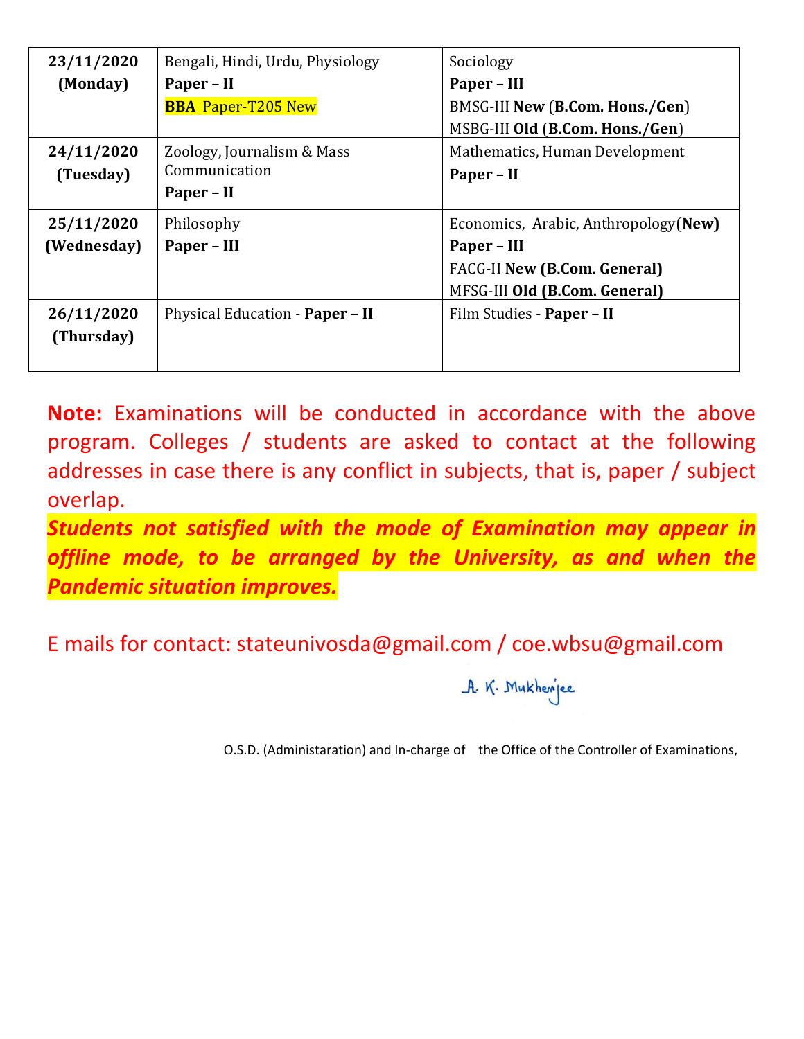| | | |
|---|---|---|
| **23/11/2020 (Monday)** | Bengali, Hindi, Urdu, Physiology<br>**Paper – II**<br>**BBA** Paper-T205 New | Sociology<br>**Paper – III**<br>BMSG-III **New** (**B.Com. Hons./Gen**)<br>MSBG-III **Old** (**B.Com. Hons./Gen**) |
| **24/11/2020 (Tuesday)** | Zoology, Journalism & Mass Communication<br>**Paper – II** | Mathematics, Human Development<br>**Paper – II** |
| **25/11/2020 (Wednesday)** | Philosophy<br>**Paper – III** | Economics, Arabic, Anthropology(**New)**<br>**Paper – III**<br>FACG-II **New (B.Com. General)**<br>MFSG-III **Old (B.Com. General)** |
| **26/11/2020 (Thursday)** | Physical Education - **Paper – II** | Film Studies - **Paper – II** |

**Note:** Examinations will be conducted in accordance with the above program. Colleges / students are asked to contact at the following addresses in case there is any conflict in subjects, that is, paper / subject overlap.

***Students not satisfied with the mode of Examination may appear in offline mode, to be arranged by the University, as and when the Pandemic situation improves.***

E mails for contact: stateunivosda@gmail.com / coe.wbsu@gmail.com

A. K. Mukherjee

O.S.D. (Administaration) and In-charge of the Office of the Controller of Examinations,